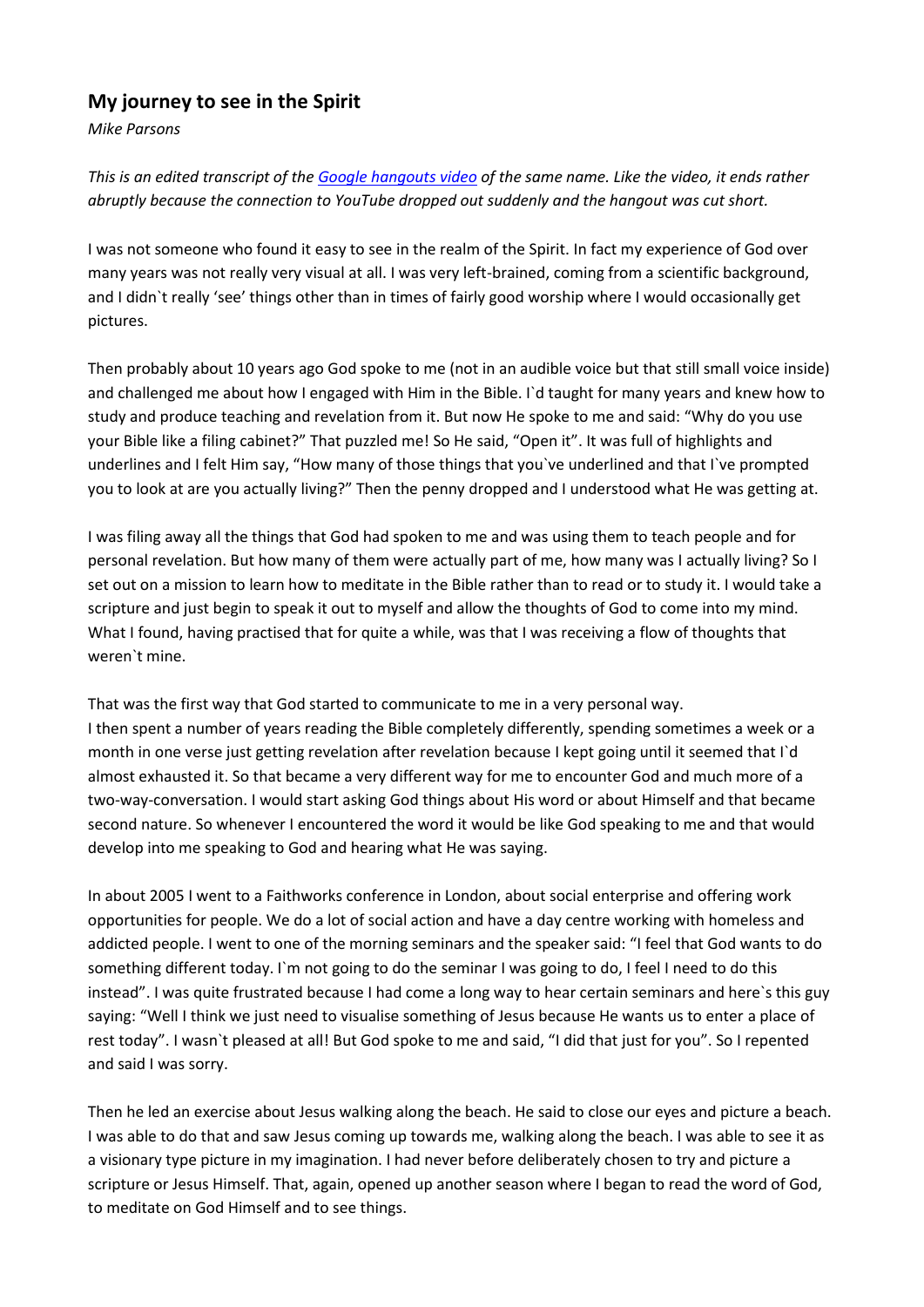## My journey to see in the Spirit

*Mike Parsons*

*This is an edited transcript of the Google hangouts video of the same name. Like the video, it ends rather abruptly because the connection to YouTube dropped out suddenly and the hangout was cut short.*

I was not someone who found it easy to see in the realm of the Spirit. In fact my experience of God over many years was not really very visual at all. I was very left-brained, coming from a scientific background, and I didn`t really 'see' things other than in times of fairly good worship where I would occasionally get pictures.

Then probably about 10 years ago God spoke to me (not in an audible voice but that still small voice inside) and challenged me about how I engaged with Him in the Bible. I`d taught for many years and knew how to study and produce teaching and revelation from it. But now He spoke to me and said: "Why do you use your Bible like a filing cabinet?" That puzzled me! So He said, "Open it". It was full of highlights and underlines and I felt Him say, "How many of those things that you`ve underlined and that I`ve prompted you to look at are you actually living?" Then the penny dropped and I understood what He was getting at.

I was filing away all the things that God had spoken to me and was using them to teach people and for personal revelation. But how many of them were actually part of me, how many was I actually living? So I set out on a mission to learn how to meditate in the Bible rather than to read or to study it. I would take a scripture and just begin to speak it out to myself and allow the thoughts of God to come into my mind. What I found, having practised that for quite a while, was that I was receiving a flow of thoughts that weren`t mine.

That was the first way that God started to communicate to me in a very personal way.
I then spent a number of years reading the Bible completely differently, spending sometimes a week or a month in one verse just getting revelation after revelation because I kept going until it seemed that I`d almost exhausted it. So that became a very different way for me to encounter God and much more of a two-way-conversation. I would start asking God things about His word or about Himself and that became second nature. So whenever I encountered the word it would be like God speaking to me and that would develop into me speaking to God and hearing what He was saying.

In about 2005 I went to a Faithworks conference in London, about social enterprise and offering work opportunities for people. We do a lot of social action and have a day centre working with homeless and addicted people. I went to one of the morning seminars and the speaker said: "I feel that God wants to do something different today. I`m not going to do the seminar I was going to do, I feel I need to do this instead". I was quite frustrated because I had come a long way to hear certain seminars and here`s this guy saying: "Well I think we just need to visualise something of Jesus because He wants us to enter a place of rest today". I wasn`t pleased at all! But God spoke to me and said, "I did that just for you". So I repented and said I was sorry.

Then he led an exercise about Jesus walking along the beach. He said to close our eyes and picture a beach. I was able to do that and saw Jesus coming up towards me, walking along the beach. I was able to see it as a visionary type picture in my imagination. I had never before deliberately chosen to try and picture a scripture or Jesus Himself. That, again, opened up another season where I began to read the word of God, to meditate on God Himself and to see things.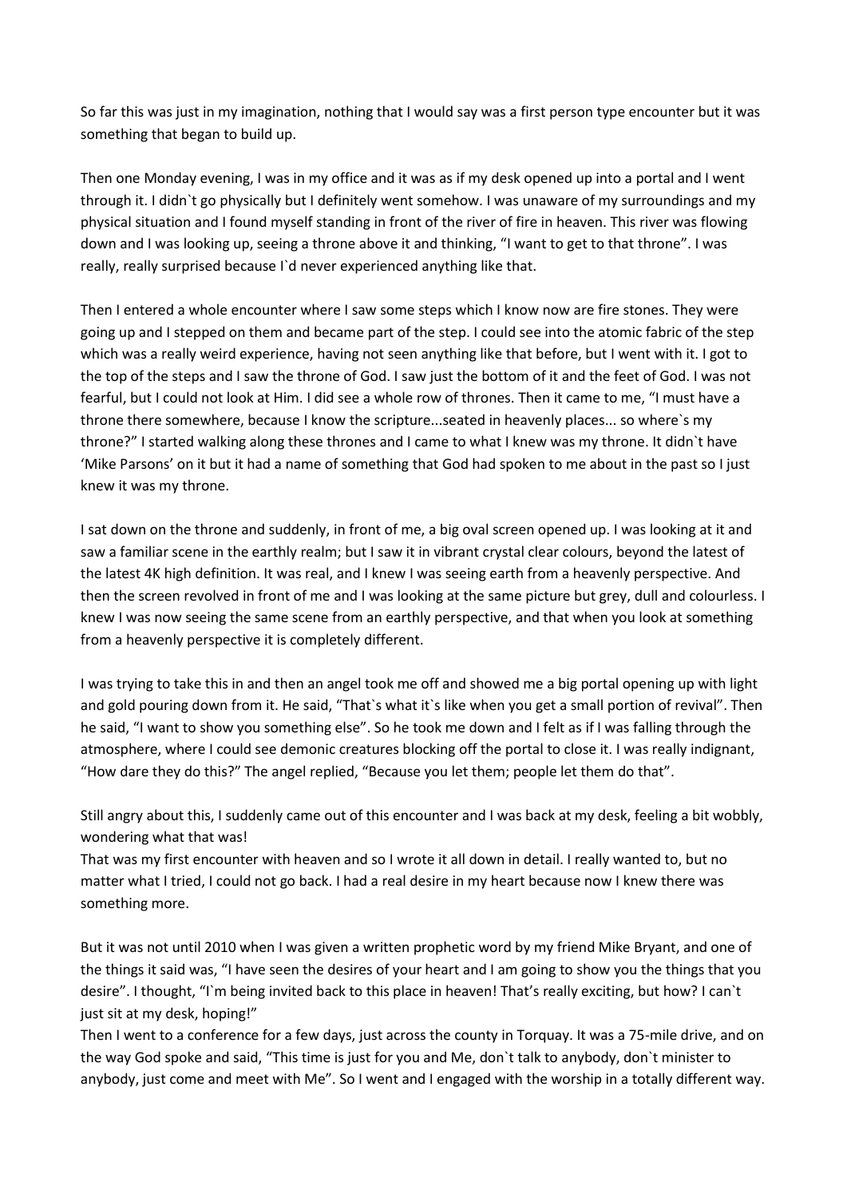So far this was just in my imagination, nothing that I would say was a first person type encounter but it was something that began to build up.

Then one Monday evening, I was in my office and it was as if my desk opened up into a portal and I went through it. I didn`t go physically but I definitely went somehow. I was unaware of my surroundings and my physical situation and I found myself standing in front of the river of fire in heaven. This river was flowing down and I was looking up, seeing a throne above it and thinking, "I want to get to that throne". I was really, really surprised because I`d never experienced anything like that.

Then I entered a whole encounter where I saw some steps which I know now are fire stones. They were going up and I stepped on them and became part of the step. I could see into the atomic fabric of the step which was a really weird experience, having not seen anything like that before, but I went with it. I got to the top of the steps and I saw the throne of God. I saw just the bottom of it and the feet of God. I was not fearful, but I could not look at Him. I did see a whole row of thrones. Then it came to me, "I must have a throne there somewhere, because I know the scripture...seated in heavenly places... so where`s my throne?" I started walking along these thrones and I came to what I knew was my throne. It didn`t have 'Mike Parsons' on it but it had a name of something that God had spoken to me about in the past so I just knew it was my throne.

I sat down on the throne and suddenly, in front of me, a big oval screen opened up. I was looking at it and saw a familiar scene in the earthly realm; but I saw it in vibrant crystal clear colours, beyond the latest of the latest 4K high definition. It was real, and I knew I was seeing earth from a heavenly perspective. And then the screen revolved in front of me and I was looking at the same picture but grey, dull and colourless. I knew I was now seeing the same scene from an earthly perspective, and that when you look at something from a heavenly perspective it is completely different.

I was trying to take this in and then an angel took me off and showed me a big portal opening up with light and gold pouring down from it. He said, "That`s what it`s like when you get a small portion of revival". Then he said, "I want to show you something else". So he took me down and I felt as if I was falling through the atmosphere, where I could see demonic creatures blocking off the portal to close it. I was really indignant, "How dare they do this?" The angel replied, "Because you let them; people let them do that".

Still angry about this, I suddenly came out of this encounter and I was back at my desk, feeling a bit wobbly, wondering what that was!

That was my first encounter with heaven and so I wrote it all down in detail. I really wanted to, but no matter what I tried, I could not go back. I had a real desire in my heart because now I knew there was something more.

But it was not until 2010 when I was given a written prophetic word by my friend Mike Bryant, and one of the things it said was, "I have seen the desires of your heart and I am going to show you the things that you desire". I thought, "I`m being invited back to this place in heaven! That's really exciting, but how? I can`t just sit at my desk, hoping!"

Then I went to a conference for a few days, just across the county in Torquay. It was a 75-mile drive, and on the way God spoke and said, "This time is just for you and Me, don`t talk to anybody, don`t minister to anybody, just come and meet with Me". So I went and I engaged with the worship in a totally different way.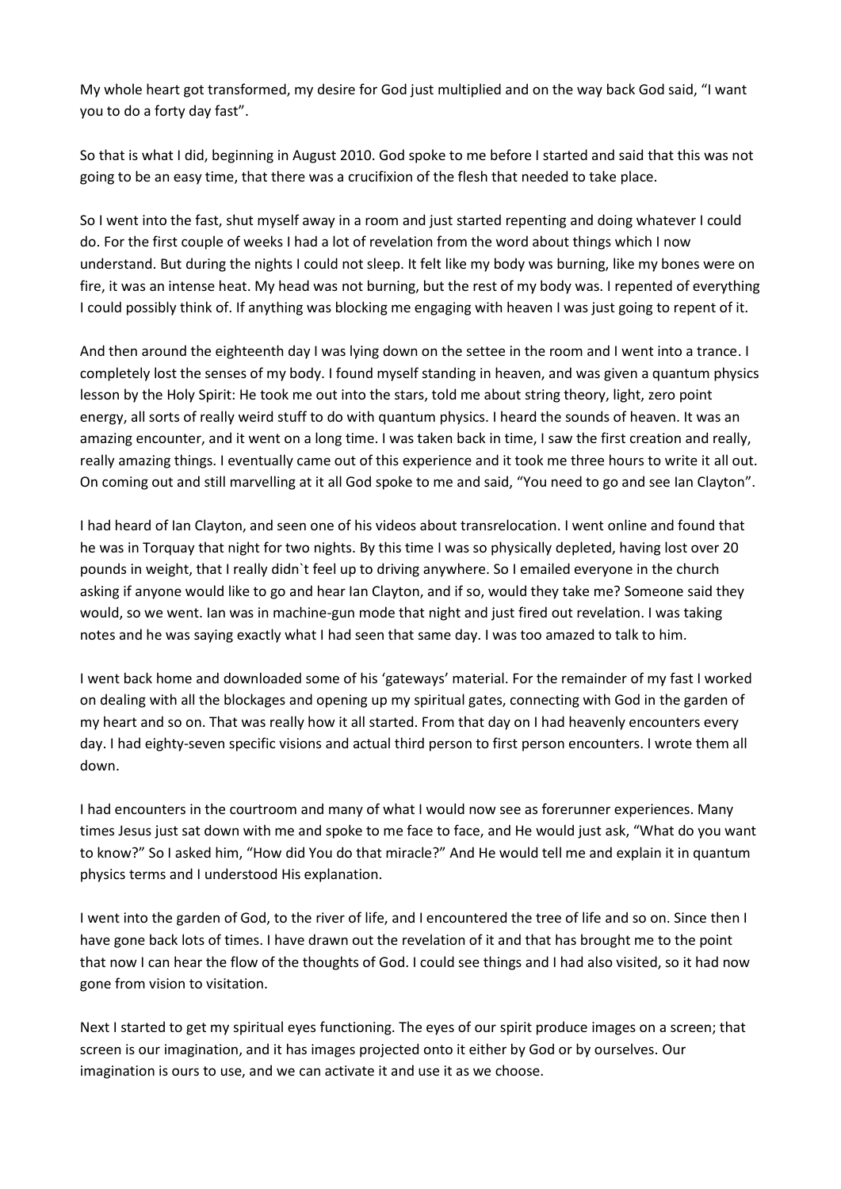My whole heart got transformed, my desire for God just multiplied and on the way back God said, "I want you to do a forty day fast".

So that is what I did, beginning in August 2010. God spoke to me before I started and said that this was not going to be an easy time, that there was a crucifixion of the flesh that needed to take place.

So I went into the fast, shut myself away in a room and just started repenting and doing whatever I could do. For the first couple of weeks I had a lot of revelation from the word about things which I now understand. But during the nights I could not sleep. It felt like my body was burning, like my bones were on fire, it was an intense heat. My head was not burning, but the rest of my body was. I repented of everything I could possibly think of. If anything was blocking me engaging with heaven I was just going to repent of it.

And then around the eighteenth day I was lying down on the settee in the room and I went into a trance. I completely lost the senses of my body. I found myself standing in heaven, and was given a quantum physics lesson by the Holy Spirit: He took me out into the stars, told me about string theory, light, zero point energy, all sorts of really weird stuff to do with quantum physics. I heard the sounds of heaven. It was an amazing encounter, and it went on a long time. I was taken back in time, I saw the first creation and really, really amazing things. I eventually came out of this experience and it took me three hours to write it all out. On coming out and still marvelling at it all God spoke to me and said, "You need to go and see Ian Clayton".

I had heard of Ian Clayton, and seen one of his videos about transrelocation. I went online and found that he was in Torquay that night for two nights. By this time I was so physically depleted, having lost over 20 pounds in weight, that I really didn`t feel up to driving anywhere. So I emailed everyone in the church asking if anyone would like to go and hear Ian Clayton, and if so, would they take me? Someone said they would, so we went. Ian was in machine-gun mode that night and just fired out revelation. I was taking notes and he was saying exactly what I had seen that same day. I was too amazed to talk to him.

I went back home and downloaded some of his 'gateways' material. For the remainder of my fast I worked on dealing with all the blockages and opening up my spiritual gates, connecting with God in the garden of my heart and so on. That was really how it all started. From that day on I had heavenly encounters every day. I had eighty-seven specific visions and actual third person to first person encounters. I wrote them all down.

I had encounters in the courtroom and many of what I would now see as forerunner experiences. Many times Jesus just sat down with me and spoke to me face to face, and He would just ask, "What do you want to know?" So I asked him, "How did You do that miracle?" And He would tell me and explain it in quantum physics terms and I understood His explanation.

I went into the garden of God, to the river of life, and I encountered the tree of life and so on. Since then I have gone back lots of times. I have drawn out the revelation of it and that has brought me to the point that now I can hear the flow of the thoughts of God. I could see things and I had also visited, so it had now gone from vision to visitation.

Next I started to get my spiritual eyes functioning. The eyes of our spirit produce images on a screen; that screen is our imagination, and it has images projected onto it either by God or by ourselves. Our imagination is ours to use, and we can activate it and use it as we choose.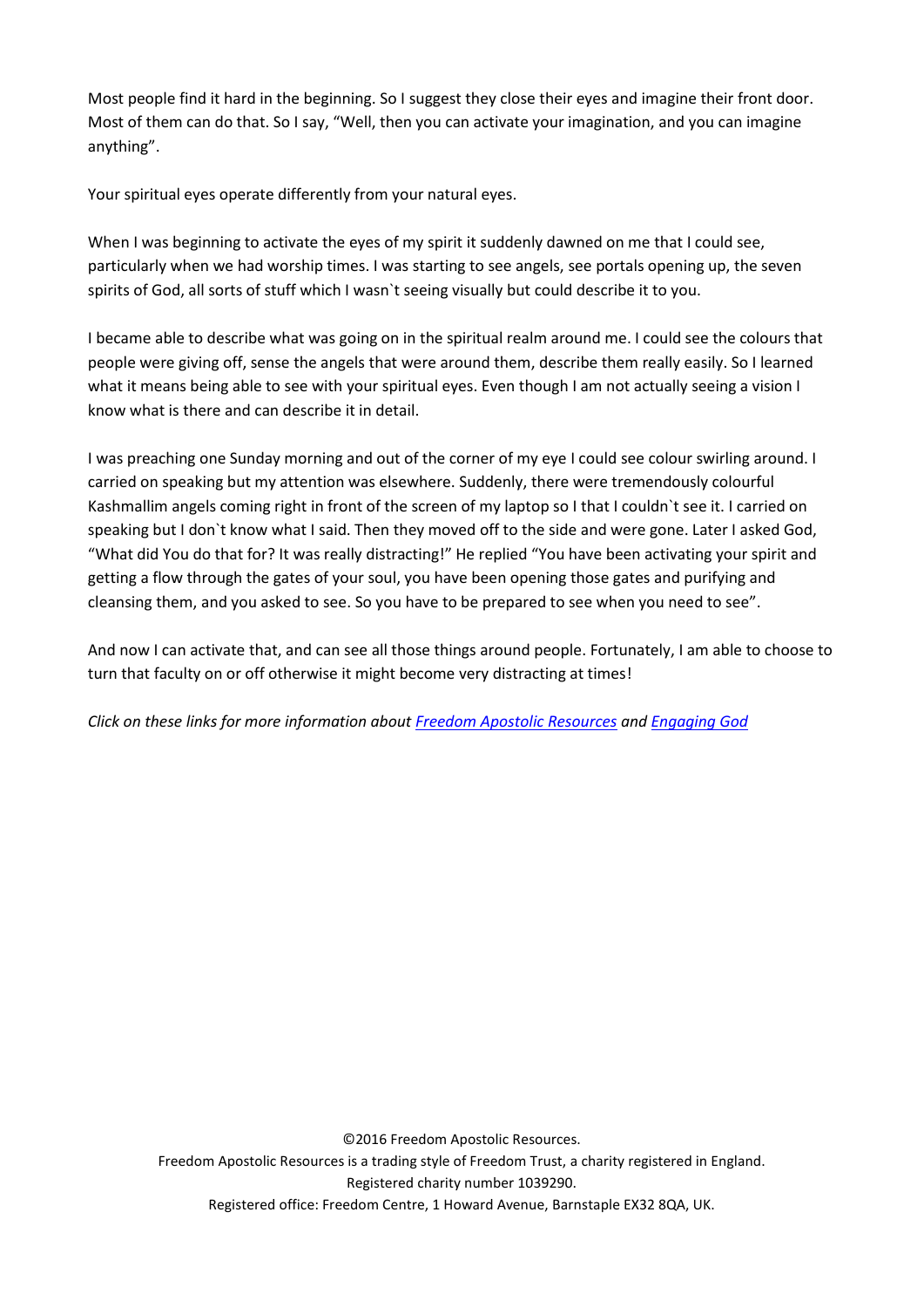Most people find it hard in the beginning. So I suggest they close their eyes and imagine their front door. Most of them can do that. So I say, "Well, then you can activate your imagination, and you can imagine anything".

Your spiritual eyes operate differently from your natural eyes.

When I was beginning to activate the eyes of my spirit it suddenly dawned on me that I could see, particularly when we had worship times. I was starting to see angels, see portals opening up, the seven spirits of God, all sorts of stuff which I wasn`t seeing visually but could describe it to you.

I became able to describe what was going on in the spiritual realm around me. I could see the colours that people were giving off, sense the angels that were around them, describe them really easily. So I learned what it means being able to see with your spiritual eyes. Even though I am not actually seeing a vision I know what is there and can describe it in detail.

I was preaching one Sunday morning and out of the corner of my eye I could see colour swirling around. I carried on speaking but my attention was elsewhere. Suddenly, there were tremendously colourful Kashmallim angels coming right in front of the screen of my laptop so I that I couldn`t see it. I carried on speaking but I don`t know what I said. Then they moved off to the side and were gone. Later I asked God, "What did You do that for? It was really distracting!" He replied "You have been activating your spirit and getting a flow through the gates of your soul, you have been opening those gates and purifying and cleansing them, and you asked to see. So you have to be prepared to see when you need to see".

And now I can activate that, and can see all those things around people. Fortunately, I am able to choose to turn that faculty on or off otherwise it might become very distracting at times!

*Click on these links for more information about Freedom Apostolic Resources and Engaging God*

©2016 Freedom Apostolic Resources.
Freedom Apostolic Resources is a trading style of Freedom Trust, a charity registered in England.
Registered charity number 1039290.
Registered office: Freedom Centre, 1 Howard Avenue, Barnstaple EX32 8QA, UK.